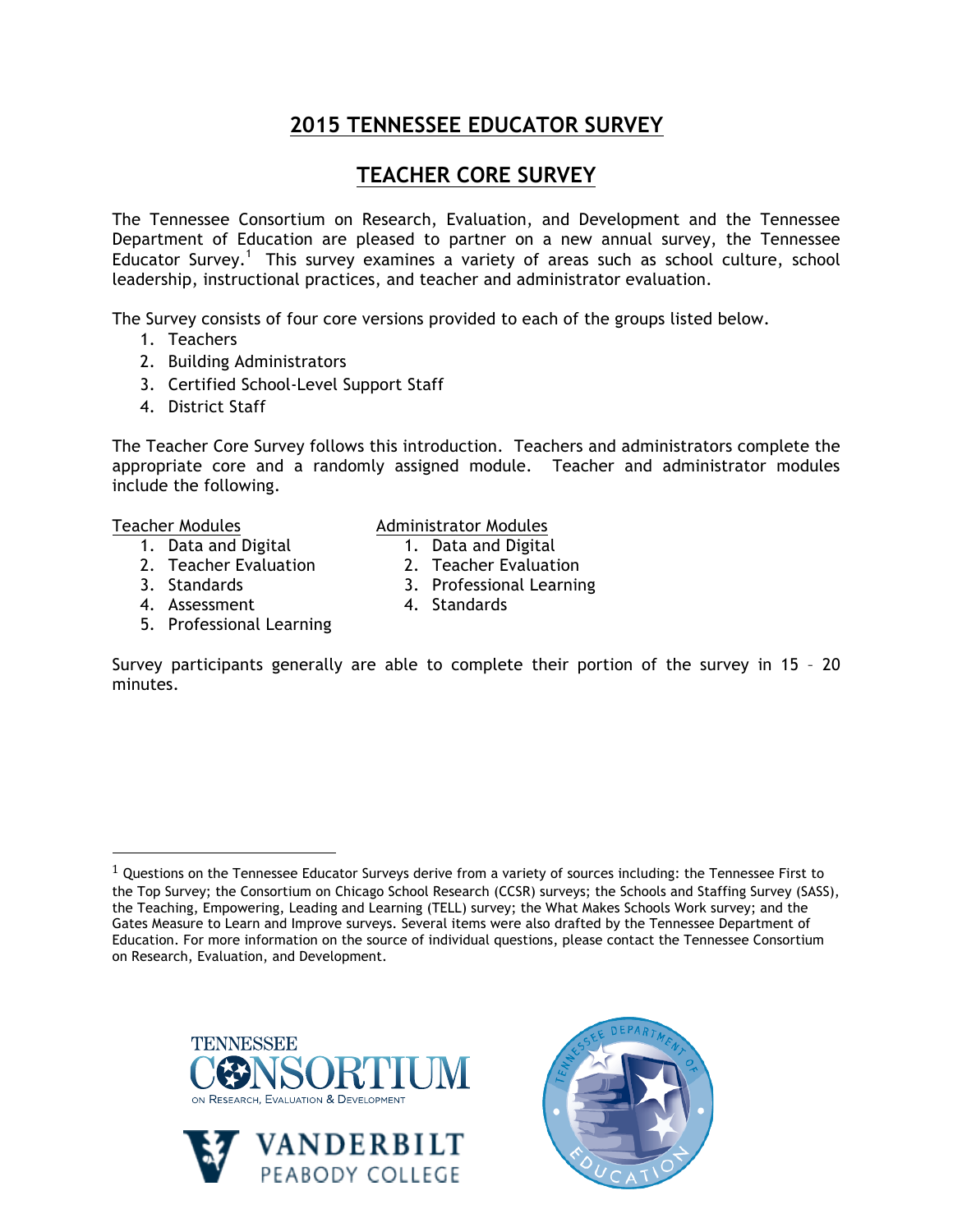# 2015 TENNESSEE EDUCATOR SURVEY

## TEACHER CORE SURVEY

The Tennessee Consortium on Research, Evaluation, and Development and the Tennessee Department of Education are pleased to partner on a new annual survey, the Tennessee Educator Survey.[1] This survey examines a variety of areas such as school culture, school leadership, instructional practices, and teacher and administrator evaluation.

The Survey consists of four core versions provided to each of the groups listed below.

1. Teachers
2. Building Administrators
3. Certified School-Level Support Staff
4. District Staff

The Teacher Core Survey follows this introduction. Teachers and administrators complete the appropriate core and a randomly assigned module. Teacher and administrator modules include the following.

Teacher Modules

1. Data and Digital
2. Teacher Evaluation
3. Standards
4. Assessment
5. Professional Learning

Administrator Modules

1. Data and Digital
2. Teacher Evaluation
3. Professional Learning
4. Standards

Survey participants generally are able to complete their portion of the survey in 15 – 20 minutes.

[1] Questions on the Tennessee Educator Surveys derive from a variety of sources including: the Tennessee First to the Top Survey; the Consortium on Chicago School Research (CCSR) surveys; the Schools and Staffing Survey (SASS), the Teaching, Empowering, Leading and Learning (TELL) survey; the What Makes Schools Work survey; and the Gates Measure to Learn and Improve surveys. Several items were also drafted by the Tennessee Department of Education. For more information on the source of individual questions, please contact the Tennessee Consortium on Research, Evaluation, and Development.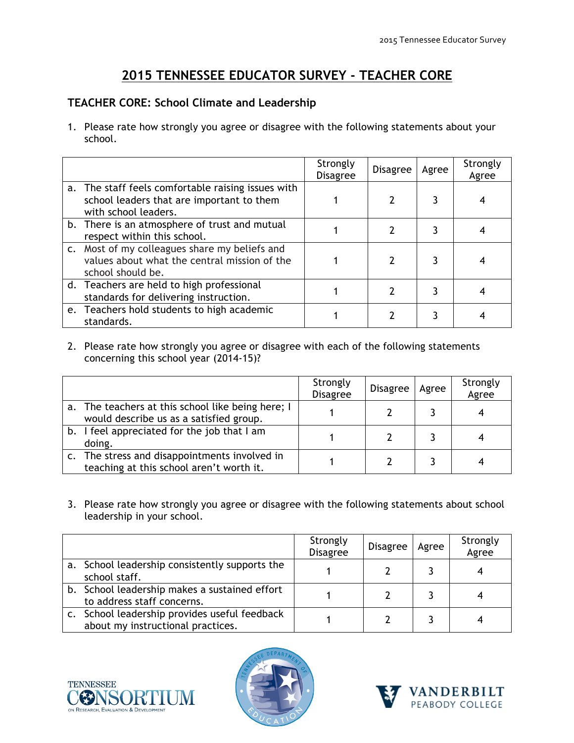# 2015 TENNESSEE EDUCATOR SURVEY - TEACHER CORE

## TEACHER CORE: School Climate and Leadership

1. Please rate how strongly you agree or disagree with the following statements about your school.

| | Strongly Disagree | Disagree | Agree | Strongly Agree |
|---|---|---|---|---|
| a. The staff feels comfortable raising issues with school leaders that are important to them with school leaders. | 1 | 2 | 3 | 4 |
| b. There is an atmosphere of trust and mutual respect within this school. | 1 | 2 | 3 | 4 |
| c. Most of my colleagues share my beliefs and values about what the central mission of the school should be. | 1 | 2 | 3 | 4 |
| d. Teachers are held to high professional standards for delivering instruction. | 1 | 2 | 3 | 4 |
| e. Teachers hold students to high academic standards. | 1 | 2 | 3 | 4 |

2. Please rate how strongly you agree or disagree with each of the following statements concerning this school year (2014-15)?

| | Strongly Disagree | Disagree | Agree | Strongly Agree |
|---|---|---|---|---|
| a. The teachers at this school like being here; I would describe us as a satisfied group. | 1 | 2 | 3 | 4 |
| b. I feel appreciated for the job that I am doing. | 1 | 2 | 3 | 4 |
| c. The stress and disappointments involved in teaching at this school aren't worth it. | 1 | 2 | 3 | 4 |

3. Please rate how strongly you agree or disagree with the following statements about school leadership in your school.

| | Strongly Disagree | Disagree | Agree | Strongly Agree |
|---|---|---|---|---|
| a. School leadership consistently supports the school staff. | 1 | 2 | 3 | 4 |
| b. School leadership makes a sustained effort to address staff concerns. | 1 | 2 | 3 | 4 |
| c. School leadership provides useful feedback about my instructional practices. | 1 | 2 | 3 | 4 |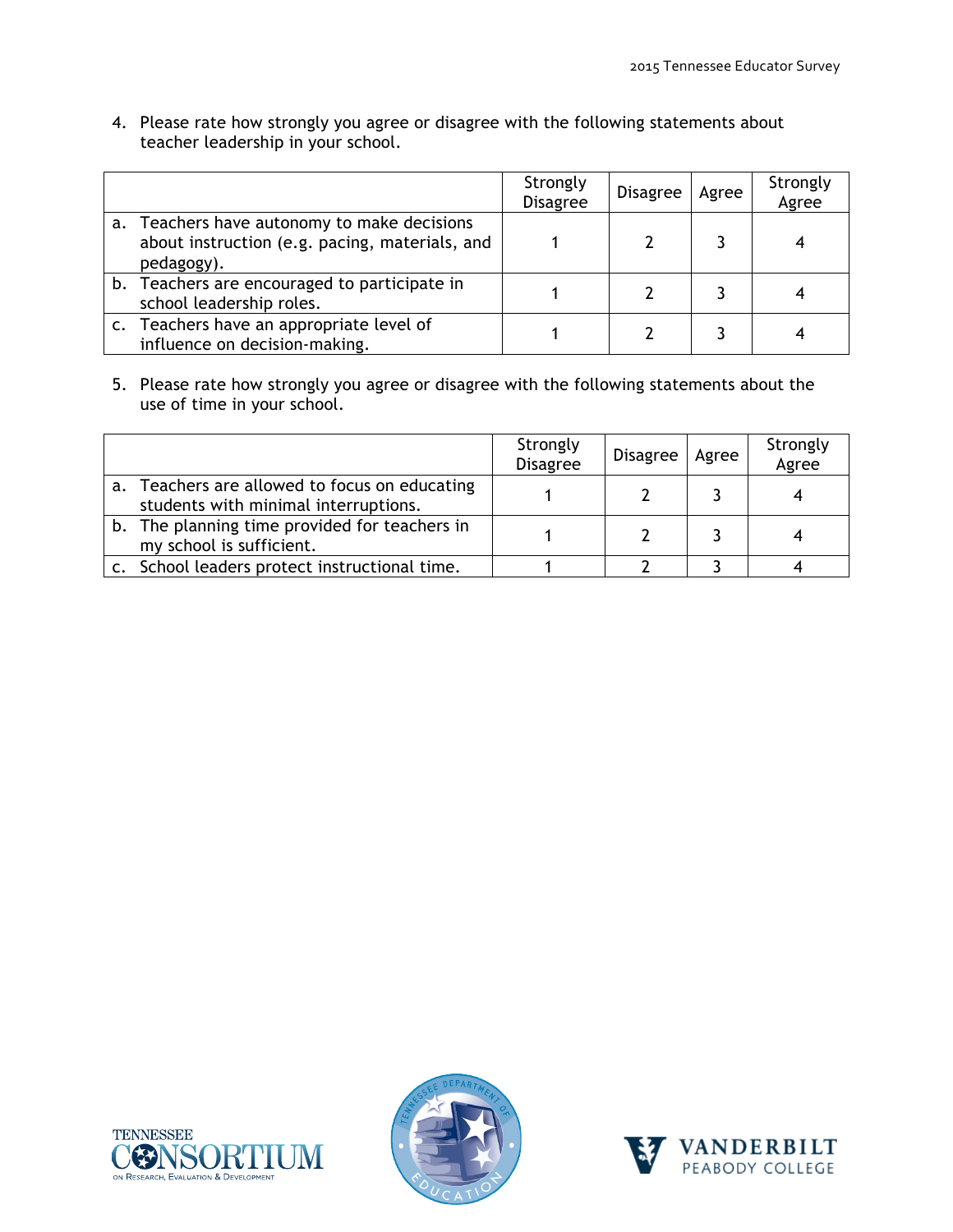4. Please rate how strongly you agree or disagree with the following statements about teacher leadership in your school.

| | Strongly Disagree | Disagree | Agree | Strongly Agree |
|---|---|---|---|---|
| a. Teachers have autonomy to make decisions about instruction (e.g. pacing, materials, and pedagogy). | 1 | 2 | 3 | 4 |
| b. Teachers are encouraged to participate in school leadership roles. | 1 | 2 | 3 | 4 |
| c. Teachers have an appropriate level of influence on decision-making. | 1 | 2 | 3 | 4 |

5. Please rate how strongly you agree or disagree with the following statements about the use of time in your school.

| | Strongly Disagree | Disagree | Agree | Strongly Agree |
|---|---|---|---|---|
| a. Teachers are allowed to focus on educating students with minimal interruptions. | 1 | 2 | 3 | 4 |
| b. The planning time provided for teachers in my school is sufficient. | 1 | 2 | 3 | 4 |
| c. School leaders protect instructional time. | 1 | 2 | 3 | 4 |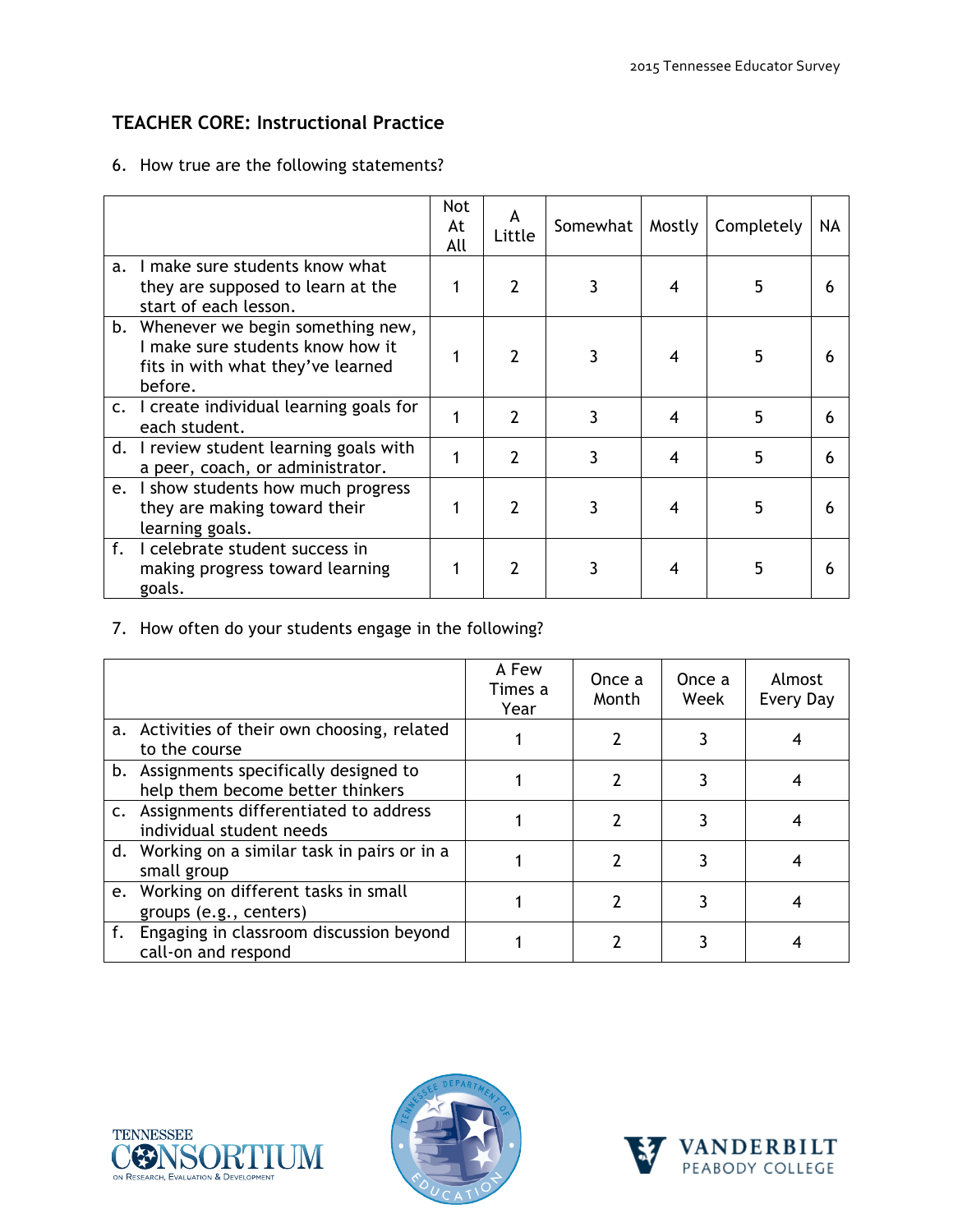## TEACHER CORE: Instructional Practice

6. How true are the following statements?

| | Not At All | A Little | Somewhat | Mostly | Completely | NA |
|---|---|---|---|---|---|---|
| a. I make sure students know what they are supposed to learn at the start of each lesson. | 1 | 2 | 3 | 4 | 5 | 6 |
| b. Whenever we begin something new, I make sure students know how it fits in with what they've learned before. | 1 | 2 | 3 | 4 | 5 | 6 |
| c. I create individual learning goals for each student. | 1 | 2 | 3 | 4 | 5 | 6 |
| d. I review student learning goals with a peer, coach, or administrator. | 1 | 2 | 3 | 4 | 5 | 6 |
| e. I show students how much progress they are making toward their learning goals. | 1 | 2 | 3 | 4 | 5 | 6 |
| f. I celebrate student success in making progress toward learning goals. | 1 | 2 | 3 | 4 | 5 | 6 |

7. How often do your students engage in the following?

| | A Few Times a Year | Once a Month | Once a Week | Almost Every Day |
|---|---|---|---|---|
| a. Activities of their own choosing, related to the course | 1 | 2 | 3 | 4 |
| b. Assignments specifically designed to help them become better thinkers | 1 | 2 | 3 | 4 |
| c. Assignments differentiated to address individual student needs | 1 | 2 | 3 | 4 |
| d. Working on a similar task in pairs or in a small group | 1 | 2 | 3 | 4 |
| e. Working on different tasks in small groups (e.g., centers) | 1 | 2 | 3 | 4 |
| f. Engaging in classroom discussion beyond call-on and respond | 1 | 2 | 3 | 4 |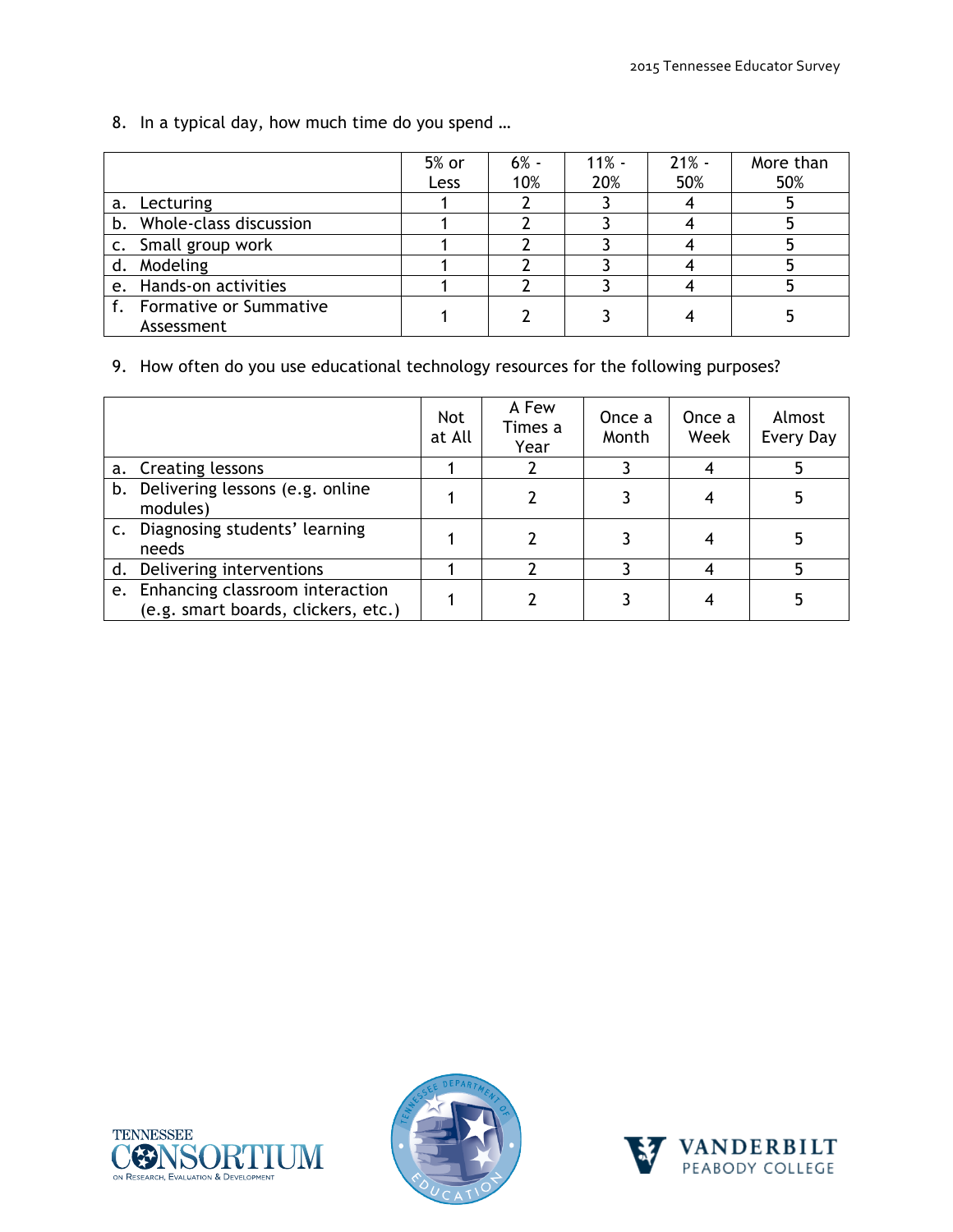8. In a typical day, how much time do you spend …

| | 5% or Less | 6% - 10% | 11% - 20% | 21% - 50% | More than 50% |
|---|---|---|---|---|---|
| a. Lecturing | 1 | 2 | 3 | 4 | 5 |
| b. Whole-class discussion | 1 | 2 | 3 | 4 | 5 |
| c. Small group work | 1 | 2 | 3 | 4 | 5 |
| d. Modeling | 1 | 2 | 3 | 4 | 5 |
| e. Hands-on activities | 1 | 2 | 3 | 4 | 5 |
| f. Formative or Summative Assessment | 1 | 2 | 3 | 4 | 5 |

9. How often do you use educational technology resources for the following purposes?

| | Not at All | A Few Times a Year | Once a Month | Once a Week | Almost Every Day |
|---|---|---|---|---|---|
| a. Creating lessons | 1 | 2 | 3 | 4 | 5 |
| b. Delivering lessons (e.g. online modules) | 1 | 2 | 3 | 4 | 5 |
| c. Diagnosing students' learning needs | 1 | 2 | 3 | 4 | 5 |
| d. Delivering interventions | 1 | 2 | 3 | 4 | 5 |
| e. Enhancing classroom interaction (e.g. smart boards, clickers, etc.) | 1 | 2 | 3 | 4 | 5 |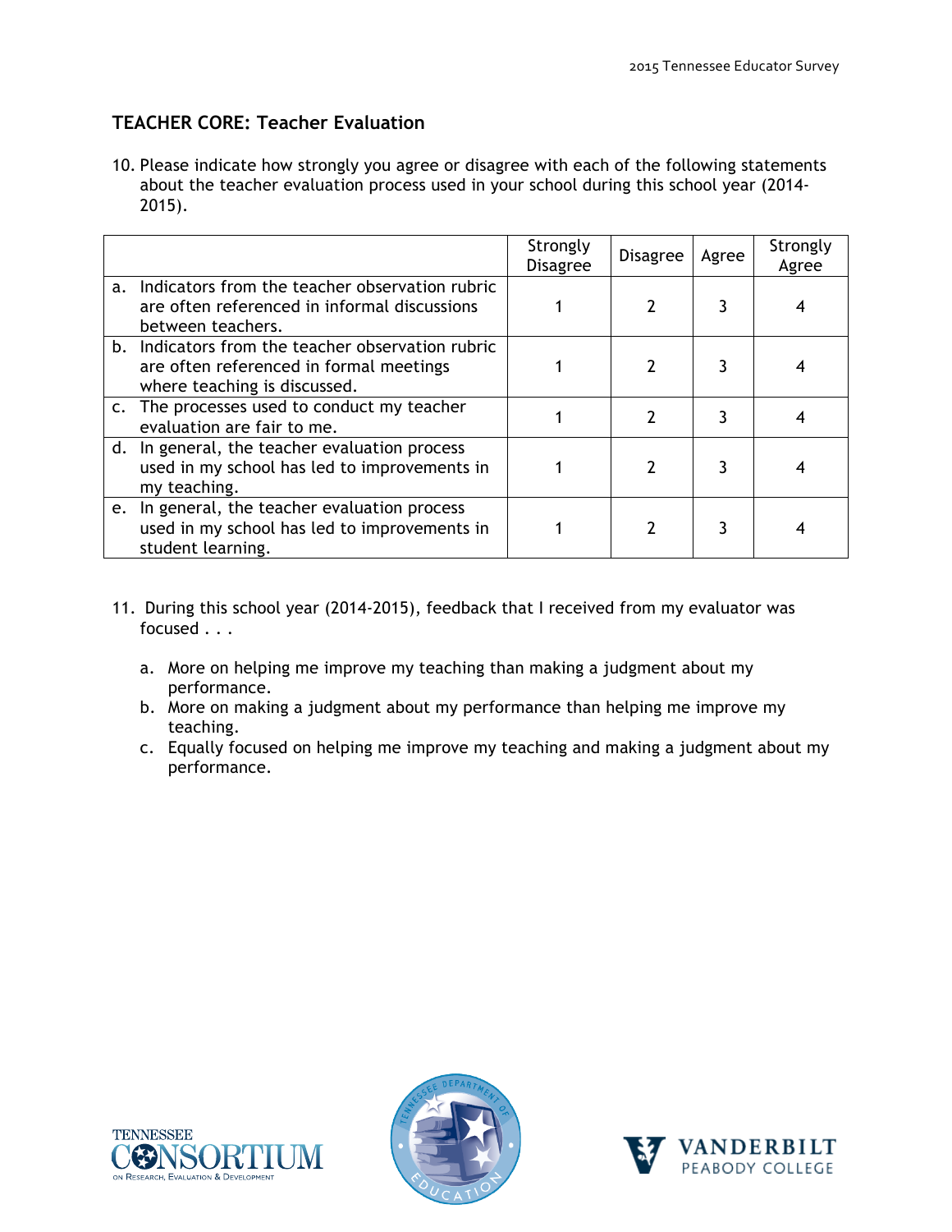## TEACHER CORE: Teacher Evaluation

10. Please indicate how strongly you agree or disagree with each of the following statements about the teacher evaluation process used in your school during this school year (2014-2015).

| | Strongly Disagree | Disagree | Agree | Strongly Agree |
|---|---|---|---|---|
| a. Indicators from the teacher observation rubric are often referenced in informal discussions between teachers. | 1 | 2 | 3 | 4 |
| b. Indicators from the teacher observation rubric are often referenced in formal meetings where teaching is discussed. | 1 | 2 | 3 | 4 |
| c. The processes used to conduct my teacher evaluation are fair to me. | 1 | 2 | 3 | 4 |
| d. In general, the teacher evaluation process used in my school has led to improvements in my teaching. | 1 | 2 | 3 | 4 |
| e. In general, the teacher evaluation process used in my school has led to improvements in student learning. | 1 | 2 | 3 | 4 |

11. During this school year (2014-2015), feedback that I received from my evaluator was focused . . .

    a. More on helping me improve my teaching than making a judgment about my performance.
    b. More on making a judgment about my performance than helping me improve my teaching.
    c. Equally focused on helping me improve my teaching and making a judgment about my performance.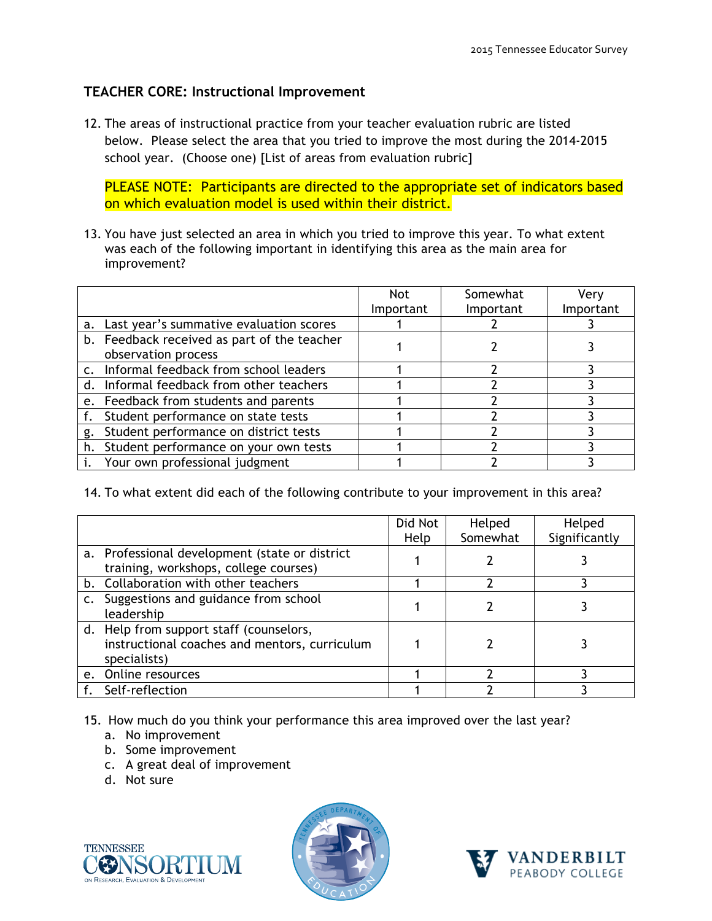## TEACHER CORE: Instructional Improvement

12. The areas of instructional practice from your teacher evaluation rubric are listed below. Please select the area that you tried to improve the most during the 2014-2015 school year. (Choose one) [List of areas from evaluation rubric]

    PLEASE NOTE: Participants are directed to the appropriate set of indicators based on which evaluation model is used within their district.

13. You have just selected an area in which you tried to improve this year. To what extent was each of the following important in identifying this area as the main area for improvement?

| | Not Important | Somewhat Important | Very Important |
|---|---|---|---|
| a. Last year's summative evaluation scores | 1 | 2 | 3 |
| b. Feedback received as part of the teacher observation process | 1 | 2 | 3 |
| c. Informal feedback from school leaders | 1 | 2 | 3 |
| d. Informal feedback from other teachers | 1 | 2 | 3 |
| e. Feedback from students and parents | 1 | 2 | 3 |
| f. Student performance on state tests | 1 | 2 | 3 |
| g. Student performance on district tests | 1 | 2 | 3 |
| h. Student performance on your own tests | 1 | 2 | 3 |
| i. Your own professional judgment | 1 | 2 | 3 |

14. To what extent did each of the following contribute to your improvement in this area?

| | Did Not Help | Helped Somewhat | Helped Significantly |
|---|---|---|---|
| a. Professional development (state or district training, workshops, college courses) | 1 | 2 | 3 |
| b. Collaboration with other teachers | 1 | 2 | 3 |
| c. Suggestions and guidance from school leadership | 1 | 2 | 3 |
| d. Help from support staff (counselors, instructional coaches and mentors, curriculum specialists) | 1 | 2 | 3 |
| e. Online resources | 1 | 2 | 3 |
| f. Self-reflection | 1 | 2 | 3 |

15. How much do you think your performance this area improved over the last year?
    a. No improvement
    b. Some improvement
    c. A great deal of improvement
    d. Not sure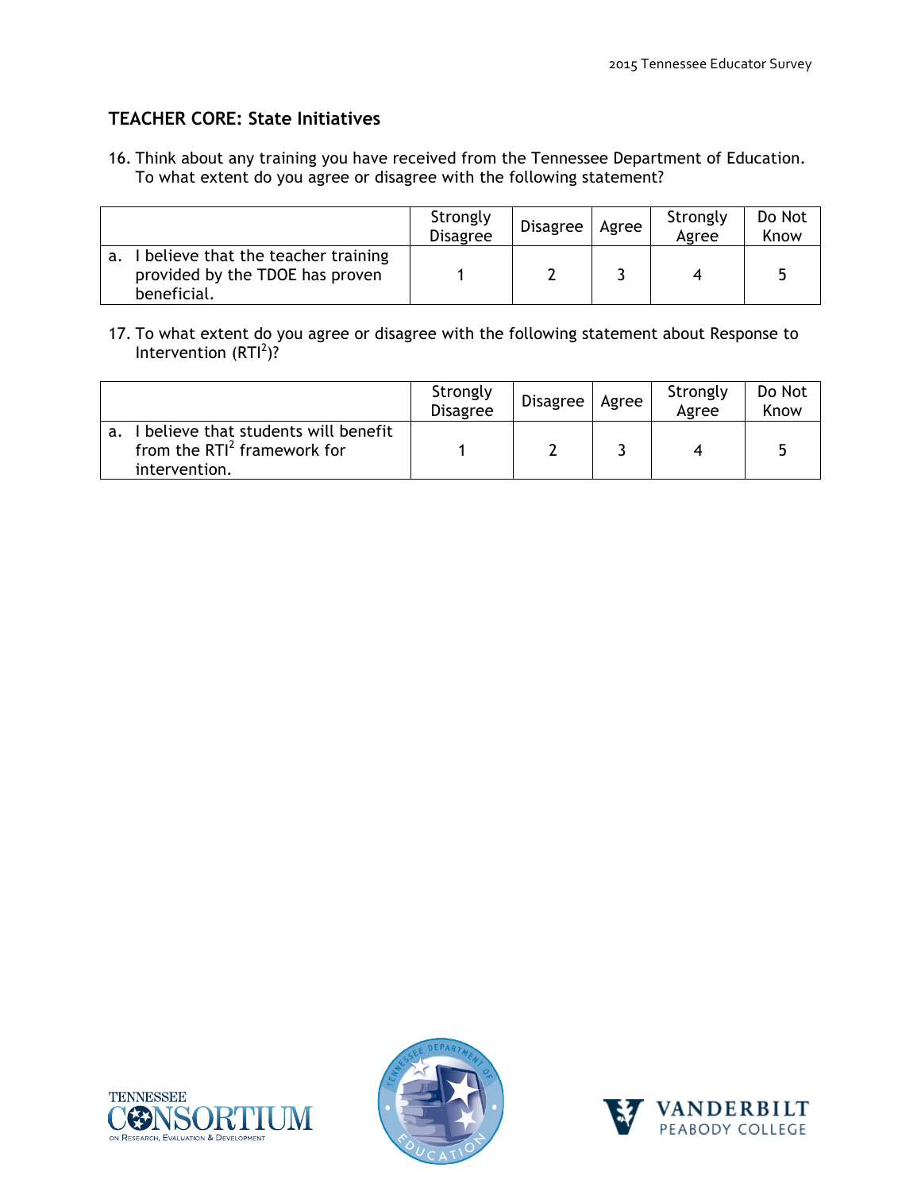## TEACHER CORE: State Initiatives

16. Think about any training you have received from the Tennessee Department of Education. To what extent do you agree or disagree with the following statement?

| | Strongly Disagree | Disagree | Agree | Strongly Agree | Do Not Know |
|---|---|---|---|---|---|
| a. I believe that the teacher training provided by the TDOE has proven beneficial. | 1 | 2 | 3 | 4 | 5 |

17. To what extent do you agree or disagree with the following statement about Response to Intervention ($RTI^2$)?

| | Strongly Disagree | Disagree | Agree | Strongly Agree | Do Not Know |
|---|---|---|---|---|---|
| a. I believe that students will benefit from the $RTI^2$ framework for intervention. | 1 | 2 | 3 | 4 | 5 |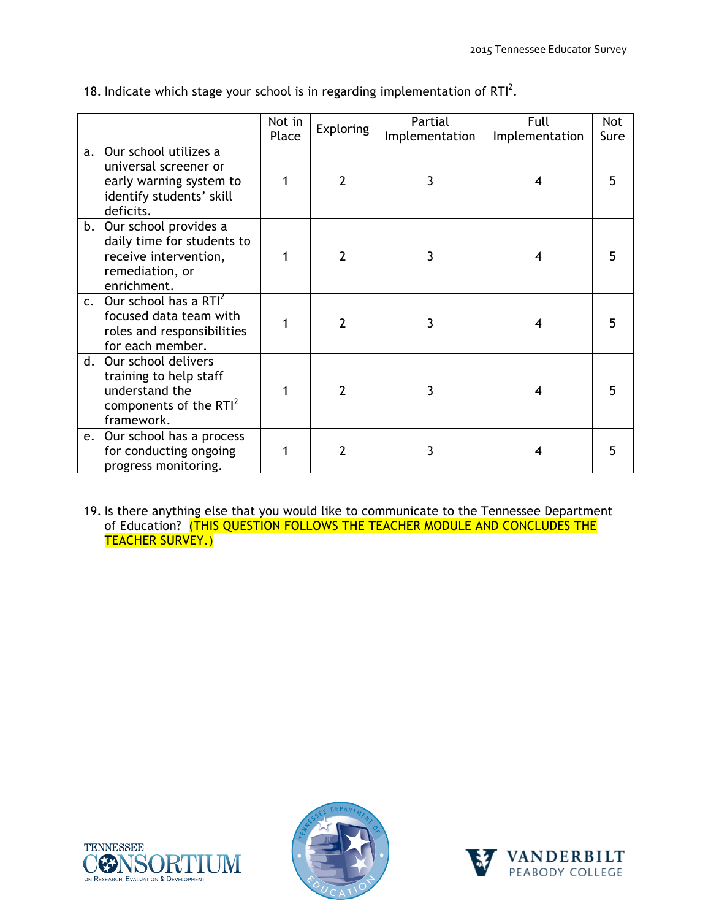18. Indicate which stage your school is in regarding implementation of $RTI^2$.

| | Not in Place | Exploring | Partial Implementation | Full Implementation | Not Sure |
|---|---|---|---|---|---|
| a. Our school utilizes a universal screener or early warning system to identify students' skill deficits. | 1 | 2 | 3 | 4 | 5 |
| b. Our school provides a daily time for students to receive intervention, remediation, or enrichment. | 1 | 2 | 3 | 4 | 5 |
| c. Our school has a $RTI^2$ focused data team with roles and responsibilities for each member. | 1 | 2 | 3 | 4 | 5 |
| d. Our school delivers training to help staff understand the components of the $RTI^2$ framework. | 1 | 2 | 3 | 4 | 5 |
| e. Our school has a process for conducting ongoing progress monitoring. | 1 | 2 | 3 | 4 | 5 |

19. Is there anything else that you would like to communicate to the Tennessee Department of Education? (THIS QUESTION FOLLOWS THE TEACHER MODULE AND CONCLUDES THE TEACHER SURVEY.)